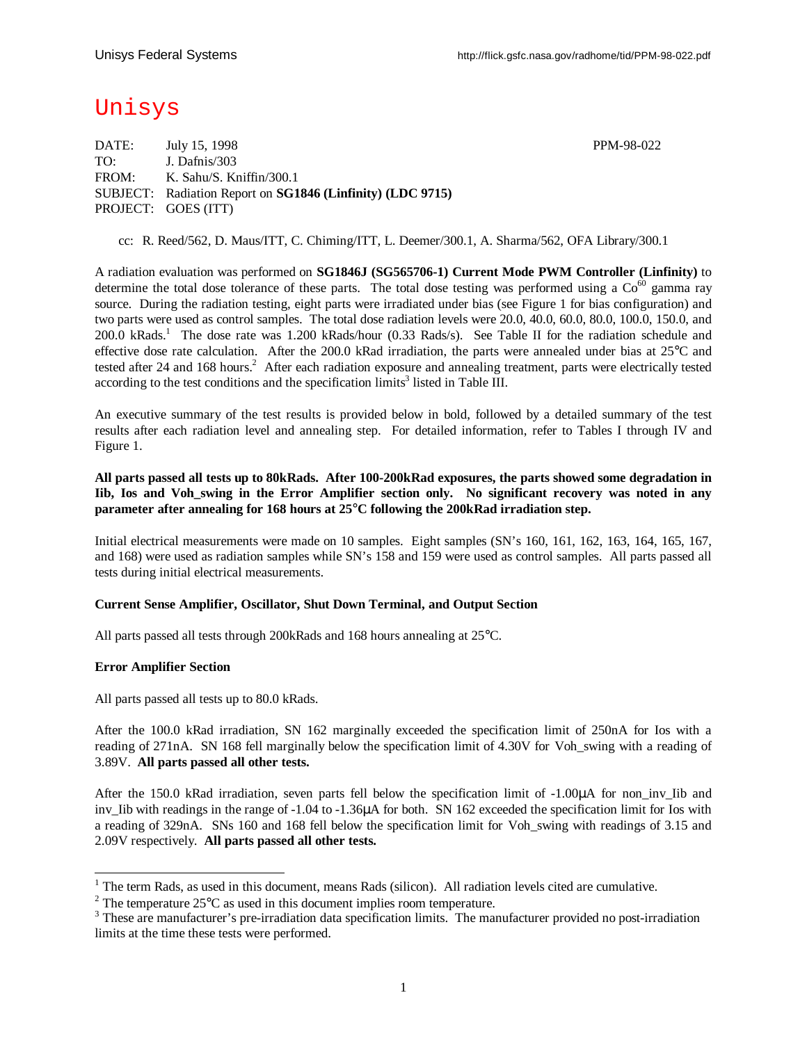Unisys Federal Systems http://flick.gsfc.nasa.gov/radhome/tid/PPM-98-022.pdf

# Unisys

DATE: July 15, 1998 PPM-98-022
TO: J. Dafnis/303
FROM: K. Sahu/S. Kniffin/300.1
SUBJECT: Radiation Report on **SG1846 (Linfinity) (LDC 9715)**
PROJECT: GOES (ITT)

cc: R. Reed/562, D. Maus/ITT, C. Chiming/ITT, L. Deemer/300.1, A. Sharma/562, OFA Library/300.1

A radiation evaluation was performed on **SG1846J (SG565706-1) Current Mode PWM Controller (Linfinity)** to determine the total dose tolerance of these parts. The total dose testing was performed using a $Co^{60}$ gamma ray source. During the radiation testing, eight parts were irradiated under bias (see Figure 1 for bias configuration) and two parts were used as control samples. The total dose radiation levels were 20.0, 40.0, 60.0, 80.0, 100.0, 150.0, and 200.0 kRads.[1] The dose rate was 1.200 kRads/hour (0.33 Rads/s). See Table II for the radiation schedule and effective dose rate calculation. After the 200.0 kRad irradiation, the parts were annealed under bias at 25°C and tested after 24 and 168 hours.[2] After each radiation exposure and annealing treatment, parts were electrically tested according to the test conditions and the specification limits[3] listed in Table III.

An executive summary of the test results is provided below in bold, followed by a detailed summary of the test results after each radiation level and annealing step. For detailed information, refer to Tables I through IV and Figure 1.

**All parts passed all tests up to 80kRads. After 100-200kRad exposures, the parts showed some degradation in Iib, Ios and Voh_swing in the Error Amplifier section only. No significant recovery was noted in any parameter after annealing for 168 hours at 25°C following the 200kRad irradiation step.**

Initial electrical measurements were made on 10 samples. Eight samples (SN's 160, 161, 162, 163, 164, 165, 167, and 168) were used as radiation samples while SN's 158 and 159 were used as control samples. All parts passed all tests during initial electrical measurements.

**Current Sense Amplifier, Oscillator, Shut Down Terminal, and Output Section**

All parts passed all tests through 200kRads and 168 hours annealing at 25°C.

**Error Amplifier Section**

All parts passed all tests up to 80.0 kRads.

After the 100.0 kRad irradiation, SN 162 marginally exceeded the specification limit of 250nA for Ios with a reading of 271nA. SN 168 fell marginally below the specification limit of 4.30V for Voh_swing with a reading of 3.89V. **All parts passed all other tests.**

After the 150.0 kRad irradiation, seven parts fell below the specification limit of -1.00µA for non_inv_Iib and inv_Iib with readings in the range of -1.04 to -1.36µA for both. SN 162 exceeded the specification limit for Ios with a reading of 329nA. SNs 160 and 168 fell below the specification limit for Voh_swing with readings of 3.15 and 2.09V respectively. **All parts passed all other tests.**

---

[1] The term Rads, as used in this document, means Rads (silicon). All radiation levels cited are cumulative.

[2] The temperature 25°C as used in this document implies room temperature.

[3] These are manufacturer's pre-irradiation data specification limits. The manufacturer provided no post-irradiation limits at the time these tests were performed.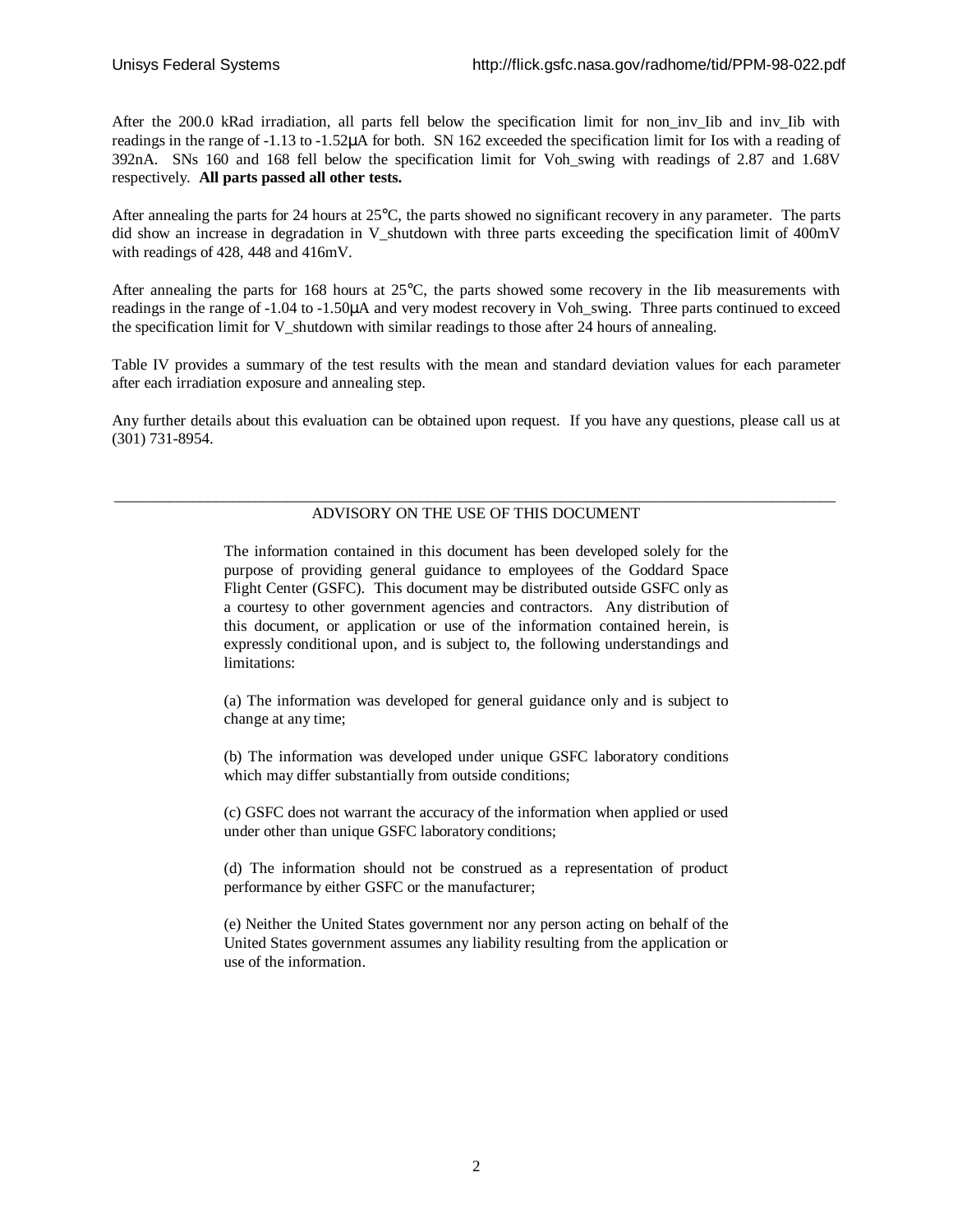After the 200.0 kRad irradiation, all parts fell below the specification limit for non_inv_Iib and inv_Iib with readings in the range of -1.13 to -1.52μA for both. SN 162 exceeded the specification limit for Ios with a reading of 392nA. SNs 160 and 168 fell below the specification limit for Voh_swing with readings of 2.87 and 1.68V respectively. **All parts passed all other tests.**

After annealing the parts for 24 hours at 25°C, the parts showed no significant recovery in any parameter. The parts did show an increase in degradation in V_shutdown with three parts exceeding the specification limit of 400mV with readings of 428, 448 and 416mV.

After annealing the parts for 168 hours at 25°C, the parts showed some recovery in the Iib measurements with readings in the range of -1.04 to -1.50μA and very modest recovery in Voh_swing. Three parts continued to exceed the specification limit for V_shutdown with similar readings to those after 24 hours of annealing.

Table IV provides a summary of the test results with the mean and standard deviation values for each parameter after each irradiation exposure and annealing step.

Any further details about this evaluation can be obtained upon request. If you have any questions, please call us at (301) 731-8954.

---

ADVISORY ON THE USE OF THIS DOCUMENT

The information contained in this document has been developed solely for the purpose of providing general guidance to employees of the Goddard Space Flight Center (GSFC). This document may be distributed outside GSFC only as a courtesy to other government agencies and contractors. Any distribution of this document, or application or use of the information contained herein, is expressly conditional upon, and is subject to, the following understandings and limitations:

(a) The information was developed for general guidance only and is subject to change at any time;

(b) The information was developed under unique GSFC laboratory conditions which may differ substantially from outside conditions;

(c) GSFC does not warrant the accuracy of the information when applied or used under other than unique GSFC laboratory conditions;

(d) The information should not be construed as a representation of product performance by either GSFC or the manufacturer;

(e) Neither the United States government nor any person acting on behalf of the United States government assumes any liability resulting from the application or use of the information.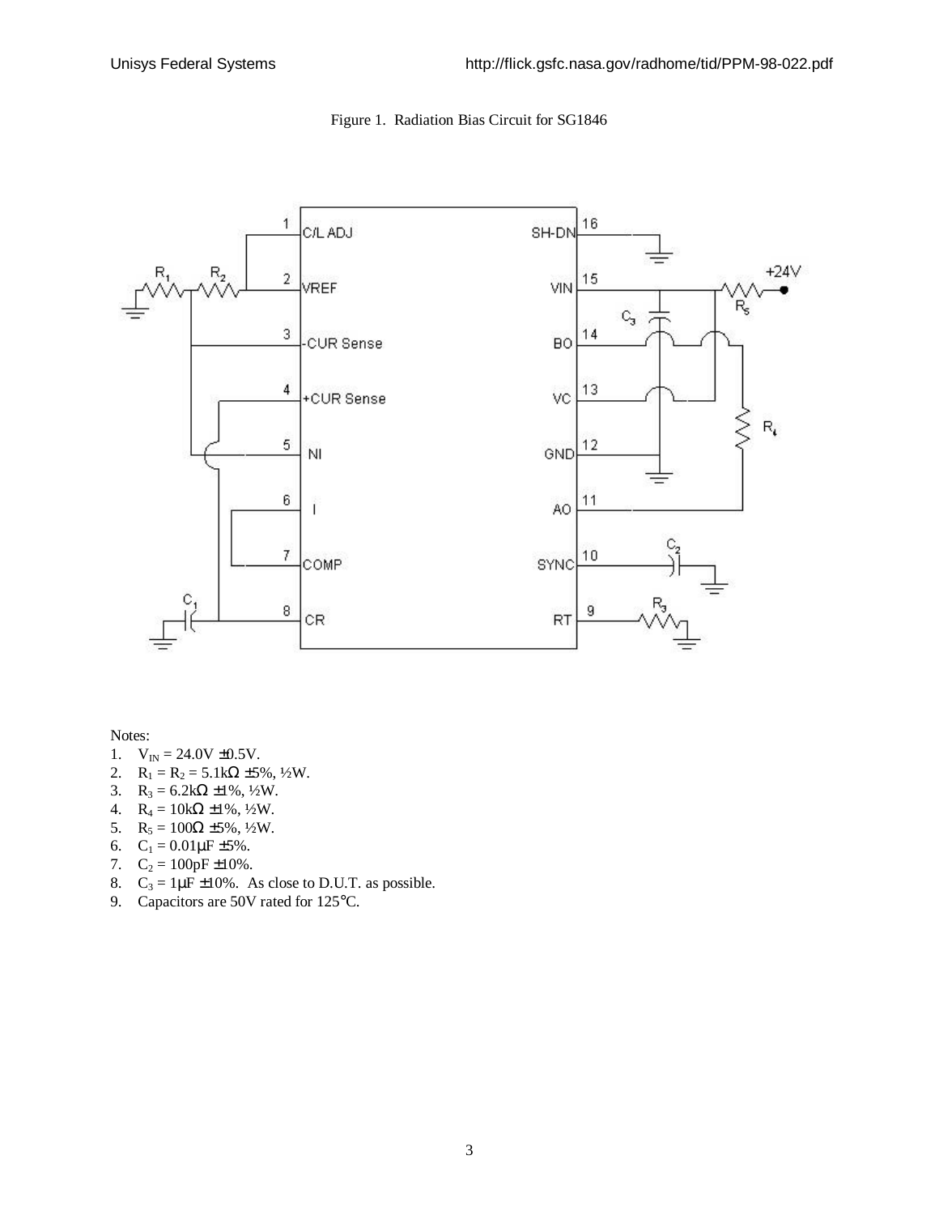Figure 1. Radiation Bias Circuit for SG1846

Notes:

1. $V_{IN}$ = 24.0V ±0.5V.
2. $R_1$ = $R_2$ = 5.1kΩ ±5%, ½W.
3. $R_3$ = 6.2kΩ ±1%, ½W.
4. $R_4$ = 10kΩ ±1%, ½W.
5. $R_5$ = 100Ω ±5%, ½W.
6. $C_1$ = 0.01μF ±5%.
7. $C_2$ = 100pF ±10%.
8. $C_3$ = 1μF ±10%. As close to D.U.T. as possible.
9. Capacitors are 50V rated for 125°C.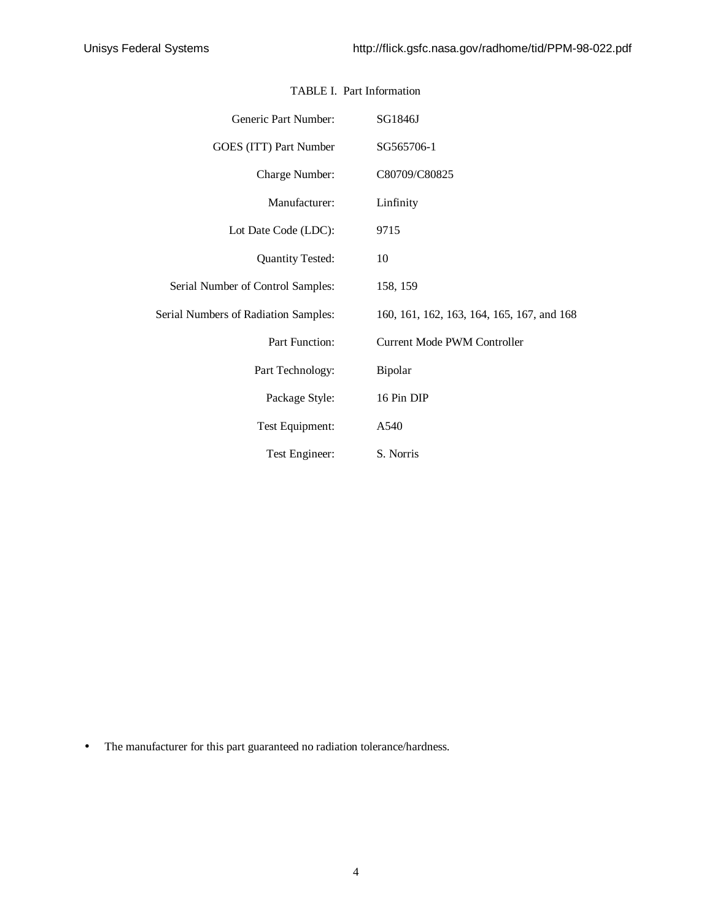TABLE I. Part Information

| | |
|---|---|
| Generic Part Number: | SG1846J |
| GOES (ITT) Part Number | SG565706-1 |
| Charge Number: | C80709/C80825 |
| Manufacturer: | Linfinity |
| Lot Date Code (LDC): | 9715 |
| Quantity Tested: | 10 |
| Serial Number of Control Samples: | 158, 159 |
| Serial Numbers of Radiation Samples: | 160, 161, 162, 163, 164, 165, 167, and 168 |
| Part Function: | Current Mode PWM Controller |
| Part Technology: | Bipolar |
| Package Style: | 16 Pin DIP |
| Test Equipment: | A540 |
| Test Engineer: | S. Norris |

- The manufacturer for this part guaranteed no radiation tolerance/hardness.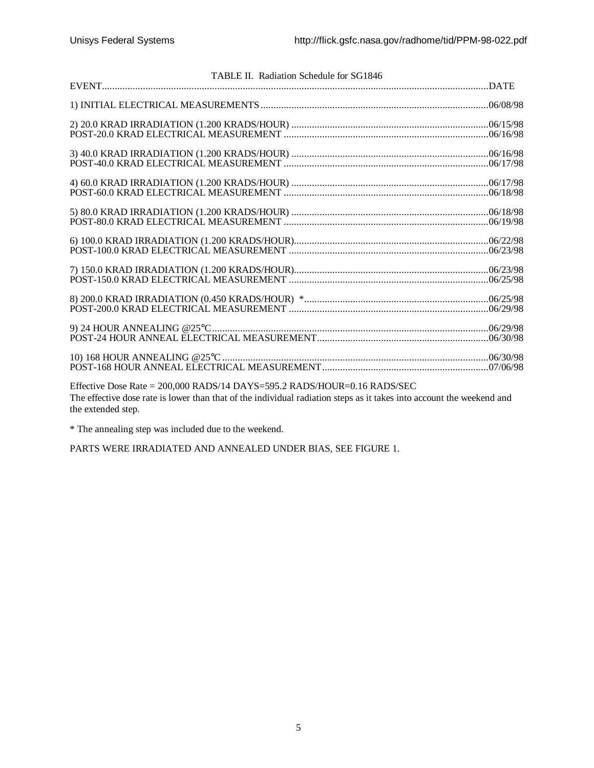TABLE II. Radiation Schedule for SG1846

| EVENT | DATE |
| --- | --- |
| 1) INITIAL ELECTRICAL MEASUREMENTS | 06/08/98 |
| 2) 20.0 KRAD IRRADIATION (1.200 KRADS/HOUR) | 06/15/98 |
| POST-20.0 KRAD ELECTRICAL MEASUREMENT | 06/16/98 |
| 3) 40.0 KRAD IRRADIATION (1.200 KRADS/HOUR) | 06/16/98 |
| POST-40.0 KRAD ELECTRICAL MEASUREMENT | 06/17/98 |
| 4) 60.0 KRAD IRRADIATION (1.200 KRADS/HOUR) | 06/17/98 |
| POST-60.0 KRAD ELECTRICAL MEASUREMENT | 06/18/98 |
| 5) 80.0 KRAD IRRADIATION (1.200 KRADS/HOUR) | 06/18/98 |
| POST-80.0 KRAD ELECTRICAL MEASUREMENT | 06/19/98 |
| 6) 100.0 KRAD IRRADIATION (1.200 KRADS/HOUR) | 06/22/98 |
| POST-100.0 KRAD ELECTRICAL MEASUREMENT | 06/23/98 |
| 7) 150.0 KRAD IRRADIATION (1.200 KRADS/HOUR) | 06/23/98 |
| POST-150.0 KRAD ELECTRICAL MEASUREMENT | 06/25/98 |
| 8) 200.0 KRAD IRRADIATION (0.450 KRADS/HOUR) * | 06/25/98 |
| POST-200.0 KRAD ELECTRICAL MEASUREMENT | 06/29/98 |
| 9) 24 HOUR ANNEALING @25°C | 06/29/98 |
| POST-24 HOUR ANNEAL ELECTRICAL MEASUREMENT | 06/30/98 |
| 10) 168 HOUR ANNEALING @25°C | 06/30/98 |
| POST-168 HOUR ANNEAL ELECTRICAL MEASUREMENT | 07/06/98 |

Effective Dose Rate = 200,000 RADS/14 DAYS=595.2 RADS/HOUR=0.16 RADS/SEC
The effective dose rate is lower than that of the individual radiation steps as it takes into account the weekend and the extended step.

* The annealing step was included due to the weekend.

PARTS WERE IRRADIATED AND ANNEALED UNDER BIAS, SEE FIGURE 1.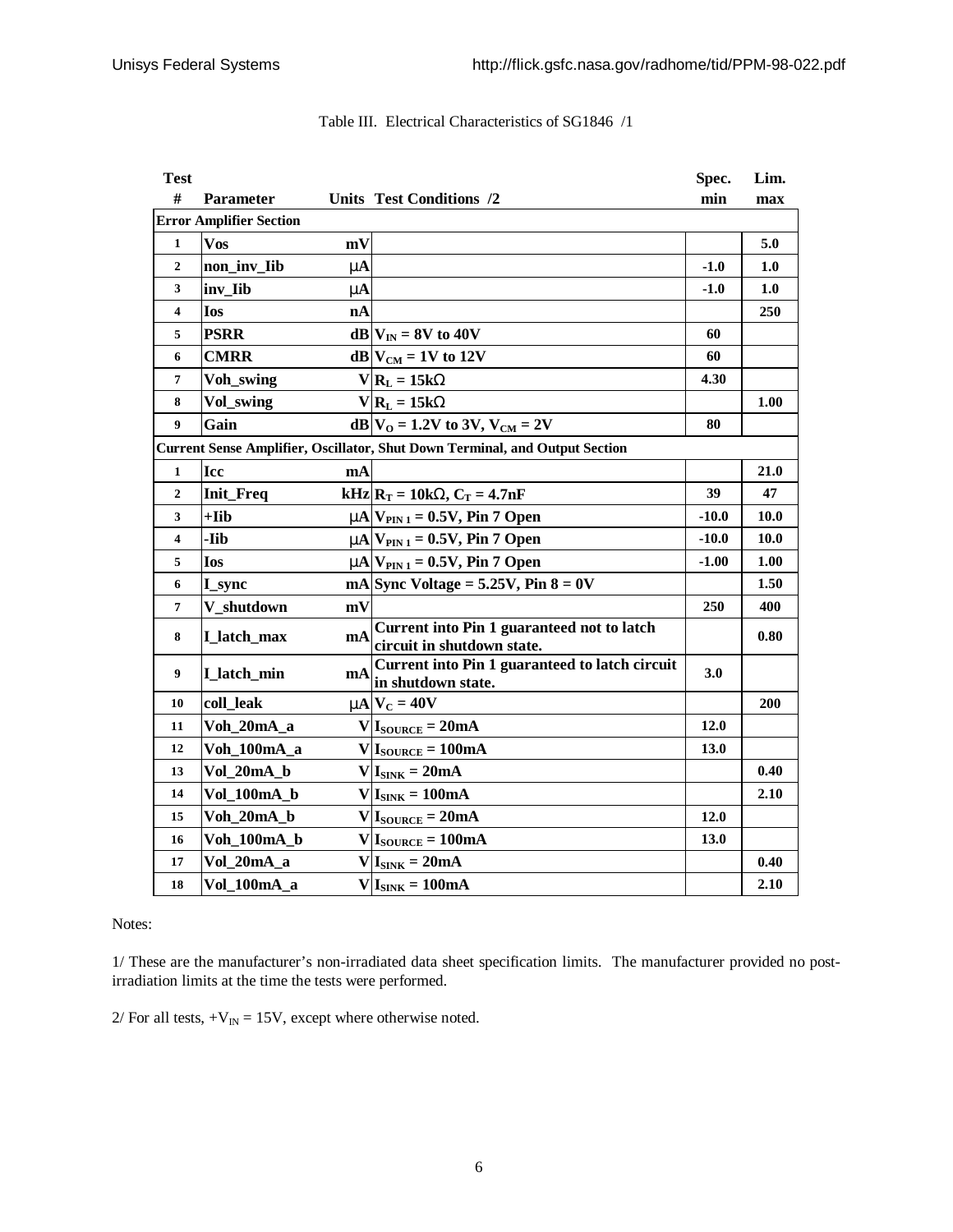Table III. Electrical Characteristics of SG1846 /1

| Test # | Parameter | Units | Test Conditions /2 | Spec. min | Lim. max |
|---|---|---|---|---|---|
| **Error Amplifier Section** | | | | | |
| 1 | Vos | mV | | | 5.0 |
| 2 | non_inv_Iib | μA | | -1.0 | 1.0 |
| 3 | inv_Iib | μA | | -1.0 | 1.0 |
| 4 | Ios | nA | | | 250 |
| 5 | PSRR | dB | $V_{IN}$ = 8V to 40V | 60 | |
| 6 | CMRR | dB | $V_{CM}$ = 1V to 12V | 60 | |
| 7 | Voh_swing | V | $R_L$ = 15kΩ | 4.30 | |
| 8 | Vol_swing | V | $R_L$ = 15kΩ | | 1.00 |
| 9 | Gain | dB | $V_O$ = 1.2V to 3V, $V_{CM}$ = 2V | 80 | |
| **Current Sense Amplifier, Oscillator, Shut Down Terminal, and Output Section** | | | | | |
| 1 | Icc | mA | | | 21.0 |
| 2 | Init_Freq | kHz | $R_T$ = 10kΩ, $C_T$ = 4.7nF | 39 | 47 |
| 3 | +Iib | μA | $V_{PIN\ 1}$ = 0.5V, Pin 7 Open | -10.0 | 10.0 |
| 4 | -Iib | μA | $V_{PIN\ 1}$ = 0.5V, Pin 7 Open | -10.0 | 10.0 |
| 5 | Ios | μA | $V_{PIN\ 1}$ = 0.5V, Pin 7 Open | -1.00 | 1.00 |
| 6 | I_sync | mA | Sync Voltage = 5.25V, Pin 8 = 0V | | 1.50 |
| 7 | V_shutdown | mV | | 250 | 400 |
| 8 | I_latch_max | mA | Current into Pin 1 guaranteed not to latch circuit in shutdown state. | | 0.80 |
| 9 | I_latch_min | mA | Current into Pin 1 guaranteed to latch circuit in shutdown state. | 3.0 | |
| 10 | coll_leak | μA | $V_C$ = 40V | | 200 |
| 11 | Voh_20mA_a | V | $I_{SOURCE}$ = 20mA | 12.0 | |
| 12 | Voh_100mA_a | V | $I_{SOURCE}$ = 100mA | 13.0 | |
| 13 | Vol_20mA_b | V | $I_{SINK}$ = 20mA | | 0.40 |
| 14 | Vol_100mA_b | V | $I_{SINK}$ = 100mA | | 2.10 |
| 15 | Voh_20mA_b | V | $I_{SOURCE}$ = 20mA | 12.0 | |
| 16 | Voh_100mA_b | V | $I_{SOURCE}$ = 100mA | 13.0 | |
| 17 | Vol_20mA_a | V | $I_{SINK}$ = 20mA | | 0.40 |
| 18 | Vol_100mA_a | V | $I_{SINK}$ = 100mA | | 2.10 |

Notes:

1/ These are the manufacturer's non-irradiated data sheet specification limits. The manufacturer provided no post-irradiation limits at the time the tests were performed.

2/ For all tests, $+V_{IN}$ = 15V, except where otherwise noted.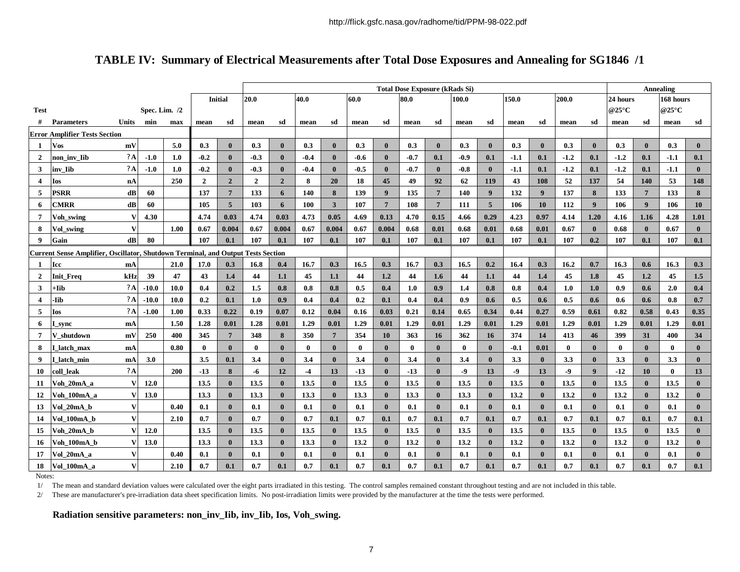http://flick.gsfc.nasa.gov/radhome/tid/PPM-98-022.pdf

# TABLE IV: Summary of Electrical Measurements after Total Dose Exposures and Annealing for SG1846 /1

| | | | | | | | Total Dose Exposure (kRads Si) | | | | | | | | | | | | | | | | Annealing | | | |
|---|---|---|---|---|---|---|---|---|---|---|---|---|---|---|---|---|---|---|---|---|---|---|---|---|---|---|
| | | | | | Initial | | 20.0 | | 40.0 | | 60.0 | | 80.0 | | 100.0 | | 150.0 | | 200.0 | | | | 24 hours @25°C | | 168 hours @25°C | |
| Test # | Parameters | Units | Spec. Lim. /2 min | max | mean | sd | mean | sd | mean | sd | mean | sd | mean | sd | mean | sd | mean | sd | mean | sd | | | mean | sd | mean | sd |
| **Error Amplifier Tests Section** | | | | | | | | | | | | | | | | | | | | | | | | | | |
| 1 | Vos | mV | | 5.0 | 0.3 | 0 | 0.3 | 0 | 0.3 | 0 | 0.3 | 0 | 0.3 | 0 | 0.3 | 0 | 0.3 | 0 | 0.3 | 0 | | | 0.3 | 0 | 0.3 | 0 |
| 2 | non_inv_Iib | ?A | -1.0 | 1.0 | -0.2 | 0 | -0.3 | 0 | -0.4 | 0 | -0.6 | 0 | -0.7 | 0.1 | -0.9 | 0.1 | -1.1 | 0.1 | -1.2 | 0.1 | | | -1.2 | 0.1 | -1.1 | 0.1 |
| 3 | inv_Iib | ?A | -1.0 | 1.0 | -0.2 | 0 | -0.3 | 0 | -0.4 | 0 | -0.5 | 0 | -0.7 | 0 | -0.8 | 0 | -1.1 | 0.1 | -1.2 | 0.1 | | | -1.2 | 0.1 | -1.1 | 0 |
| 4 | Ios | nA | | 250 | 2 | 2 | 2 | 2 | 8 | 20 | 18 | 45 | 49 | 92 | 62 | 119 | 43 | 108 | 52 | 137 | | | 54 | 140 | 53 | 148 |
| 5 | PSRR | dB | 60 | | 137 | 7 | 133 | 6 | 140 | 8 | 139 | 9 | 135 | 7 | 140 | 9 | 132 | 9 | 137 | 8 | | | 133 | 7 | 133 | 8 |
| 6 | CMRR | dB | 60 | | 105 | 5 | 103 | 6 | 100 | 3 | 107 | 7 | 108 | 7 | 111 | 5 | 106 | 10 | 112 | 9 | | | 106 | 9 | 106 | 10 |
| 7 | Voh_swing | V | 4.30 | | 4.74 | 0.03 | 4.74 | 0.03 | 4.73 | 0.05 | 4.69 | 0.13 | 4.70 | 0.15 | 4.66 | 0.29 | 4.23 | 0.97 | 4.14 | 1.20 | | | 4.16 | 1.16 | 4.28 | 1.01 |
| 8 | Vol_swing | V | | 1.00 | 0.67 | 0.004 | 0.67 | 0.004 | 0.67 | 0.004 | 0.67 | 0.004 | 0.68 | 0.01 | 0.68 | 0.01 | 0.68 | 0.01 | 0.67 | 0 | | | 0.68 | 0 | 0.67 | 0 |
| 9 | Gain | dB | 80 | | 107 | 0.1 | 107 | 0.1 | 107 | 0.1 | 107 | 0.1 | 107 | 0.1 | 107 | 0.1 | 107 | 0.1 | 107 | 0.2 | | | 107 | 0.1 | 107 | 0.1 |
| **Current Sense Amplifier, Oscillator, Shutdown Terminal, and Output Tests Section** | | | | | | | | | | | | | | | | | | | | | | | | | | |
| 1 | Icc | mA | | 21.0 | 17.0 | 0.3 | 16.8 | 0.4 | 16.7 | 0.3 | 16.5 | 0.3 | 16.7 | 0.3 | 16.5 | 0.2 | 16.4 | 0.3 | 16.2 | 0.7 | | | 16.3 | 0.6 | 16.3 | 0.3 |
| 2 | Init_Freq | kHz | 39 | 47 | 43 | 1.4 | 44 | 1.1 | 45 | 1.1 | 44 | 1.2 | 44 | 1.6 | 44 | 1.1 | 44 | 1.4 | 45 | 1.8 | | | 45 | 1.2 | 45 | 1.5 |
| 3 | +Iib | ?A | -10.0 | 10.0 | 0.4 | 0.2 | 1.5 | 0.8 | 0.8 | 0.8 | 0.5 | 0.4 | 1.0 | 0.9 | 1.4 | 0.8 | 0.8 | 0.4 | 1.0 | 1.0 | | | 0.9 | 0.6 | 2.0 | 0.4 |
| 4 | -Iib | ?A | -10.0 | 10.0 | 0.2 | 0.1 | 1.0 | 0.9 | 0.4 | 0.4 | 0.2 | 0.1 | 0.4 | 0.4 | 0.9 | 0.6 | 0.5 | 0.6 | 0.5 | 0.6 | | | 0.6 | 0.6 | 0.8 | 0.7 |
| 5 | Ios | ?A | -1.00 | 1.00 | 0.33 | 0.22 | 0.19 | 0.07 | 0.12 | 0.04 | 0.16 | 0.03 | 0.21 | 0.14 | 0.65 | 0.34 | 0.44 | 0.27 | 0.59 | 0.61 | | | 0.82 | 0.58 | 0.43 | 0.35 |
| 6 | I_sync | mA | | 1.50 | 1.28 | 0.01 | 1.28 | 0.01 | 1.29 | 0.01 | 1.29 | 0.01 | 1.29 | 0.01 | 1.29 | 0.01 | 1.29 | 0.01 | 1.29 | 0.01 | | | 1.29 | 0.01 | 1.29 | 0.01 |
| 7 | V_shutdown | mV | 250 | 400 | 345 | 7 | 348 | 8 | 350 | 7 | 354 | 10 | 363 | 16 | 362 | 16 | 374 | 14 | 413 | 46 | | | 399 | 31 | 400 | 34 |
| 8 | I_latch_max | mA | | 0.80 | 0 | 0 | 0 | 0 | 0 | 0 | 0 | 0 | 0 | 0 | 0 | 0 | -0.1 | 0.01 | 0 | 0 | | | 0 | 0 | 0 | 0 |
| 9 | I_latch_min | mA | 3.0 | | 3.5 | 0.1 | 3.4 | 0 | 3.4 | 0 | 3.4 | 0 | 3.4 | 0 | 3.4 | 0 | 3.3 | 0 | 3.3 | 0 | | | 3.3 | 0 | 3.3 | 0 |
| 10 | coll_leak | ?A | | 200 | -13 | 8 | -6 | 12 | -4 | 13 | -13 | 0 | -13 | 0 | -9 | 13 | -9 | 13 | -9 | 9 | | | -12 | 10 | 0 | 13 |
| 11 | Voh_20mA_a | V | 12.0 | | 13.5 | 0 | 13.5 | 0 | 13.5 | 0 | 13.5 | 0 | 13.5 | 0 | 13.5 | 0 | 13.5 | 0 | 13.5 | 0 | | | 13.5 | 0 | 13.5 | 0 |
| 12 | Voh_100mA_a | V | 13.0 | | 13.3 | 0 | 13.3 | 0 | 13.3 | 0 | 13.3 | 0 | 13.3 | 0 | 13.3 | 0 | 13.2 | 0 | 13.2 | 0 | | | 13.2 | 0 | 13.2 | 0 |
| 13 | Vol_20mA_b | V | | 0.40 | 0.1 | 0 | 0.1 | 0 | 0.1 | 0 | 0.1 | 0 | 0.1 | 0 | 0.1 | 0 | 0.1 | 0 | 0.1 | 0 | | | 0.1 | 0 | 0.1 | 0 |
| 14 | Vol_100mA_b | V | | 2.10 | 0.7 | 0 | 0.7 | 0 | 0.7 | 0.1 | 0.7 | 0.1 | 0.7 | 0.1 | 0.7 | 0.1 | 0.7 | 0.1 | 0.7 | 0.1 | | | 0.7 | 0.1 | 0.7 | 0.1 |
| 15 | Voh_20mA_b | V | 12.0 | | 13.5 | 0 | 13.5 | 0 | 13.5 | 0 | 13.5 | 0 | 13.5 | 0 | 13.5 | 0 | 13.5 | 0 | 13.5 | 0 | | | 13.5 | 0 | 13.5 | 0 |
| 16 | Voh_100mA_b | V | 13.0 | | 13.3 | 0 | 13.3 | 0 | 13.3 | 0 | 13.2 | 0 | 13.2 | 0 | 13.2 | 0 | 13.2 | 0 | 13.2 | 0 | | | 13.2 | 0 | 13.2 | 0 |
| 17 | Vol_20mA_a | V | | 0.40 | 0.1 | 0 | 0.1 | 0 | 0.1 | 0 | 0.1 | 0 | 0.1 | 0 | 0.1 | 0 | 0.1 | 0 | 0.1 | 0 | | | 0.1 | 0 | 0.1 | 0 |
| 18 | Vol_100mA_a | V | | 2.10 | 0.7 | 0.1 | 0.7 | 0.1 | 0.7 | 0.1 | 0.7 | 0.1 | 0.7 | 0.1 | 0.7 | 0.1 | 0.7 | 0.1 | 0.7 | 0.1 | | | 0.7 | 0.1 | 0.7 | 0.1 |

Notes:

1/ The mean and standard deviation values were calculated over the eight parts irradiated in this testing. The control samples remained constant throughout testing and are not included in this table.

2/ These are manufacturer's pre-irradiation data sheet specification limits. No post-irradiation limits were provided by the manufacturer at the time the tests were performed.

**Radiation sensitive parameters: non_inv_Iib, inv_Iib, Ios, Voh_swing.**